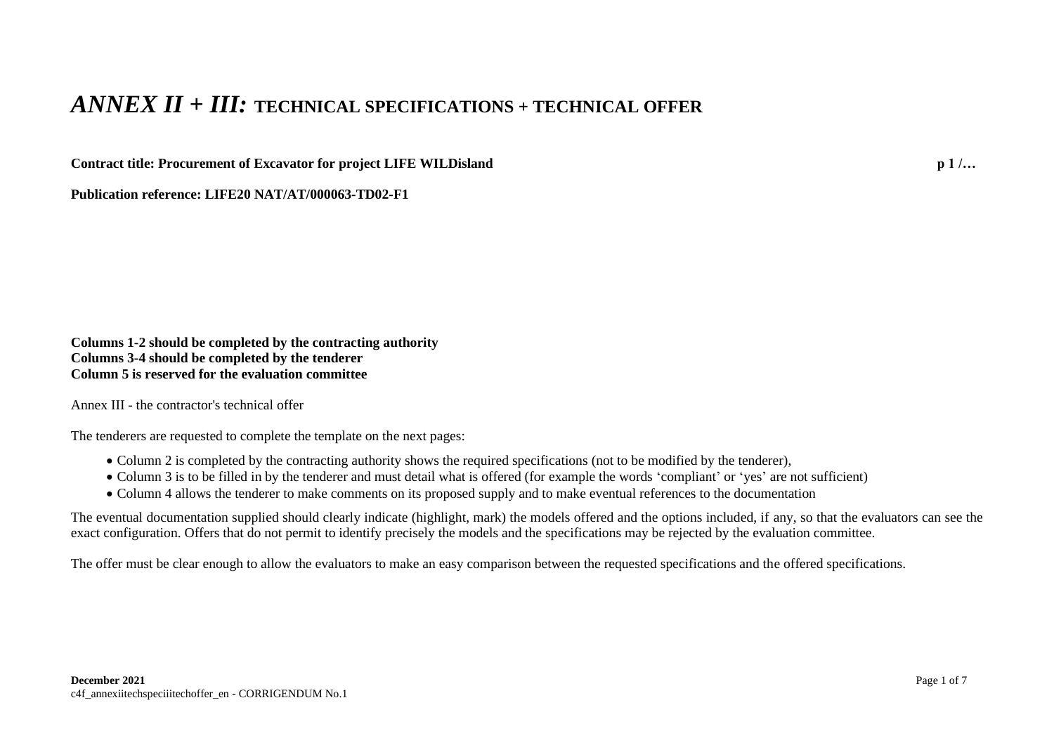# *ANNEX II + III:* TECHNICAL SPECIFICATIONS + TECHNICAL OFFER

**Contract title: Procurement of Excavator for project LIFE WILDisland** **p 1 /…**

**Publication reference: LIFE20 NAT/AT/000063-TD02-F1**

**Columns 1-2 should be completed by the contracting authority**
**Columns 3-4 should be completed by the tenderer**
**Column 5 is reserved for the evaluation committee**

Annex III - the contractor's technical offer

The tenderers are requested to complete the template on the next pages:

- Column 2 is completed by the contracting authority shows the required specifications (not to be modified by the tenderer),
- Column 3 is to be filled in by the tenderer and must detail what is offered (for example the words 'compliant' or 'yes' are not sufficient)
- Column 4 allows the tenderer to make comments on its proposed supply and to make eventual references to the documentation

The eventual documentation supplied should clearly indicate (highlight, mark) the models offered and the options included, if any, so that the evaluators can see the exact configuration. Offers that do not permit to identify precisely the models and the specifications may be rejected by the evaluation committee.

The offer must be clear enough to allow the evaluators to make an easy comparison between the requested specifications and the offered specifications.

**December 2021**
c4f_annexiitechspeciiitechoffer_en - CORRIGENDUM No.1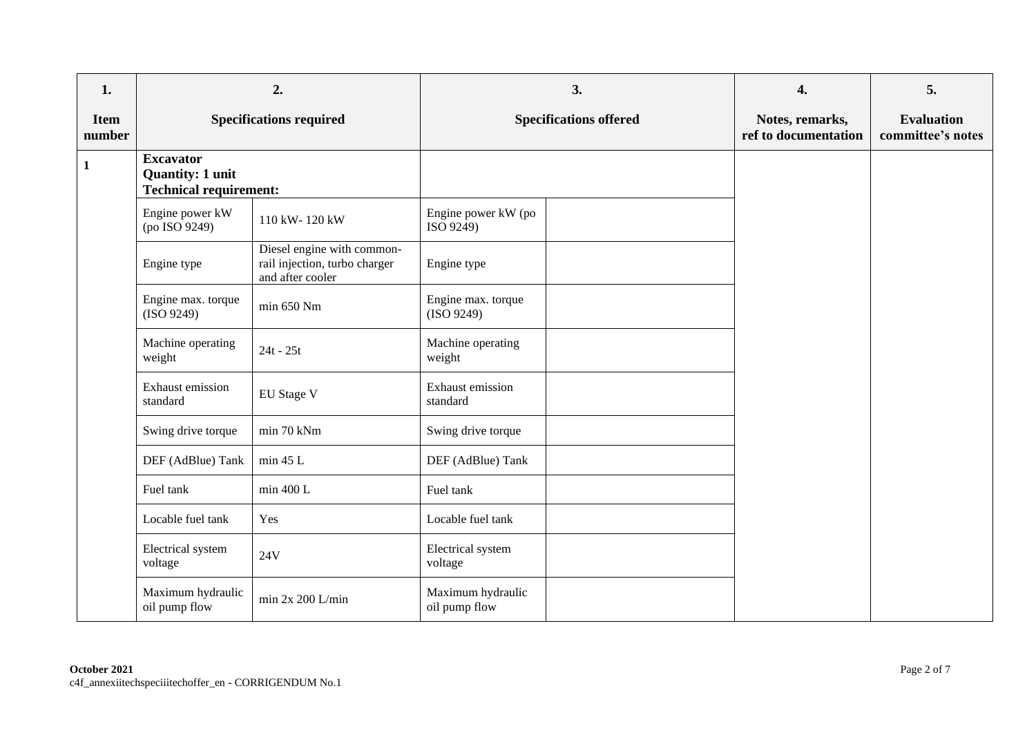| 1. Item number | 2. Specifications required | | 3. Specifications offered | | 4. Notes, remarks, ref to documentation | 5. Evaluation committee's notes |
|---|---|---|---|---|---|---|
| **1** | **Excavator**<br>**Quantity: 1 unit**<br>**Technical requirement:** | | | | | |
| | Engine power kW (po ISO 9249) | 110 kW- 120 kW | Engine power kW (po ISO 9249) | | | |
| | Engine type | Diesel engine with common-rail injection, turbo charger and after cooler | Engine type | | | |
| | Engine max. torque (ISO 9249) | min 650 Nm | Engine max. torque (ISO 9249) | | | |
| | Machine operating weight | 24t - 25t | Machine operating weight | | | |
| | Exhaust emission standard | EU Stage V | Exhaust emission standard | | | |
| | Swing drive torque | min 70 kNm | Swing drive torque | | | |
| | DEF (AdBlue) Tank | min 45 L | DEF (AdBlue) Tank | | | |
| | Fuel tank | min 400 L | Fuel tank | | | |
| | Locable fuel tank | Yes | Locable fuel tank | | | |
| | Electrical system voltage | 24V | Electrical system voltage | | | |
| | Maximum hydraulic oil pump flow | min 2x 200 L/min | Maximum hydraulic oil pump flow | | | |

**October 2021**
c4f_annexiitechspeciiitechoffer_en - CORRIGENDUM No.1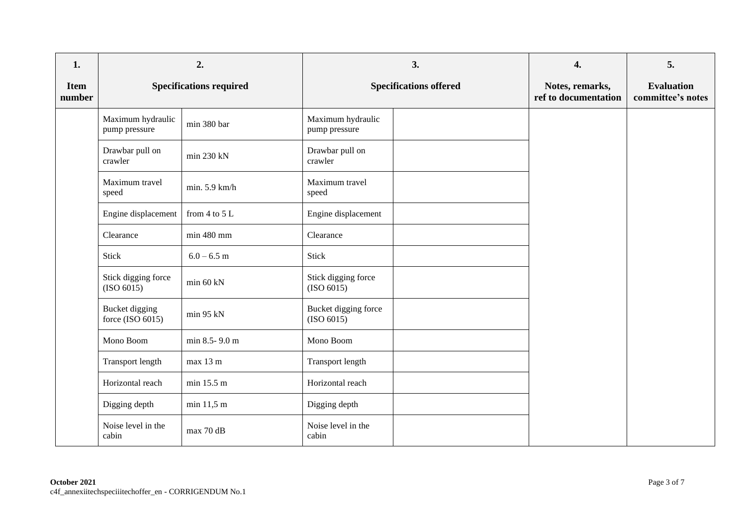| 1. Item number | 2. Specifications required | | 3. Specifications offered | | 4. Notes, remarks, ref to documentation | 5. Evaluation committee's notes |
|---|---|---|---|---|---|---|
| | Maximum hydraulic pump pressure | min 380 bar | Maximum hydraulic pump pressure | | | |
| | Drawbar pull on crawler | min 230 kN | Drawbar pull on crawler | | | |
| | Maximum travel speed | min. 5.9 km/h | Maximum travel speed | | | |
| | Engine displacement | from 4 to 5 L | Engine displacement | | | |
| | Clearance | min 480 mm | Clearance | | | |
| | Stick | 6.0 – 6.5 m | Stick | | | |
| | Stick digging force (ISO 6015) | min 60 kN | Stick digging force (ISO 6015) | | | |
| | Bucket digging force (ISO 6015) | min 95 kN | Bucket digging force (ISO 6015) | | | |
| | Mono Boom | min 8.5- 9.0 m | Mono Boom | | | |
| | Transport length | max 13 m | Transport length | | | |
| | Horizontal reach | min 15.5 m | Horizontal reach | | | |
| | Digging depth | min 11,5 m | Digging depth | | | |
| | Noise level in the cabin | max 70 dB | Noise level in the cabin | | | |

**October 2021**
c4f_annexiitechspeciiitechoffer_en - CORRIGENDUM No.1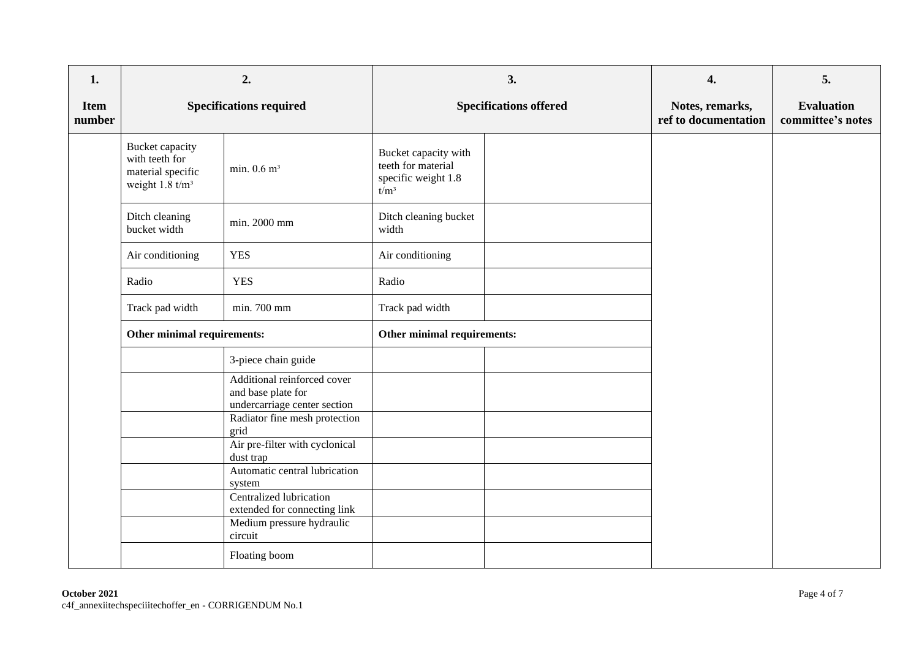| 1. Item number | 2. Specifications required | | 3. Specifications offered | | 4. Notes, remarks, ref to documentation | 5. Evaluation committee's notes |
|---|---|---|---|---|---|---|
| | Bucket capacity with teeth for material specific weight 1.8 t/m³ | min. 0.6 m³ | Bucket capacity with teeth for material specific weight 1.8 t/m³ | | | |
| | Ditch cleaning bucket width | min. 2000 mm | Ditch cleaning bucket width | | | |
| | Air conditioning | YES | Air conditioning | | | |
| | Radio | YES | Radio | | | |
| | Track pad width | min. 700 mm | Track pad width | | | |
| | **Other minimal requirements:** | | **Other minimal requirements:** | | | |
| | | 3-piece chain guide | | | | |
| | | Additional reinforced cover and base plate for undercarriage center section | | | | |
| | | Radiator fine mesh protection grid | | | | |
| | | Air pre-filter with cyclonical dust trap | | | | |
| | | Automatic central lubrication system | | | | |
| | | Centralized lubrication extended for connecting link | | | | |
| | | Medium pressure hydraulic circuit | | | | |
| | | Floating boom | | | | |

**October 2021**
c4f_annexiitechspeciiitechoffer_en - CORRIGENDUM No.1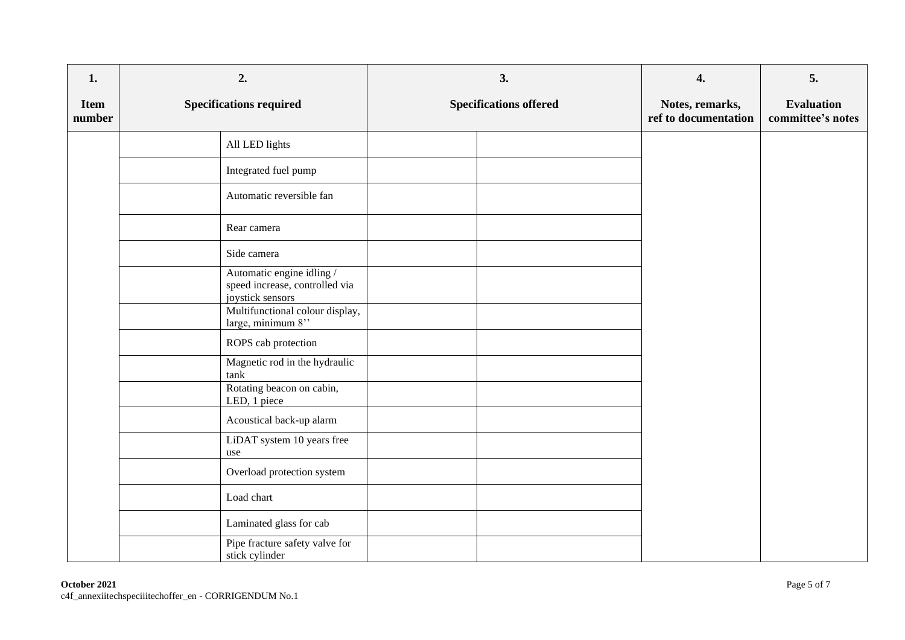| 1.<br><br>**Item number** | 2.<br><br>**Specifications required** | | 3.<br><br>**Specifications offered** | | 4.<br><br>**Notes, remarks, ref to documentation** | 5.<br><br>**Evaluation committee's notes** |
|---|---|---|---|---|---|---|
| | | All LED lights | | | | |
| | | Integrated fuel pump | | | | |
| | | Automatic reversible fan | | | | |
| | | Rear camera | | | | |
| | | Side camera | | | | |
| | | Automatic engine idling / speed increase, controlled via joystick sensors | | | | |
| | | Multifunctional colour display, large, minimum 8'' | | | | |
| | | ROPS cab protection | | | | |
| | | Magnetic rod in the hydraulic tank | | | | |
| | | Rotating beacon on cabin, LED, 1 piece | | | | |
| | | Acoustical back-up alarm | | | | |
| | | LiDAT system 10 years free use | | | | |
| | | Overload protection system | | | | |
| | | Load chart | | | | |
| | | Laminated glass for cab | | | | |
| | | Pipe fracture safety valve for stick cylinder | | | | |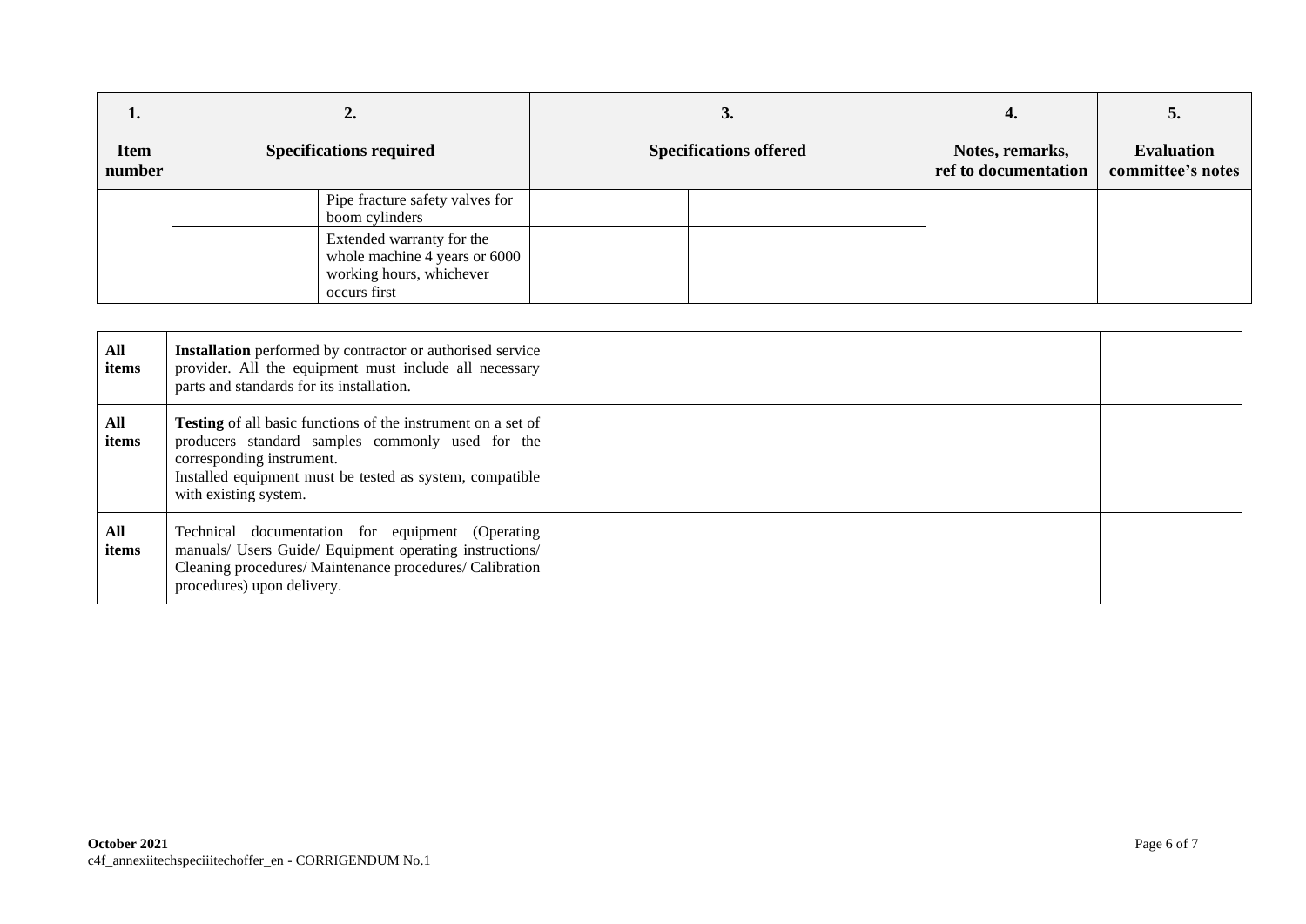| 1.<br>Item number | 2.<br>Specifications required | | 3.<br>Specifications offered | | 4.<br>Notes, remarks, ref to documentation | 5.<br>Evaluation committee's notes |
|---|---|---|---|---|---|---|
| | | Pipe fracture safety valves for boom cylinders | | | | |
| | | Extended warranty for the whole machine 4 years or 6000 working hours, whichever occurs first | | | | |

| | | | | |
|---|---|---|---|---|
| **All items** | **Installation** performed by contractor or authorised service provider. All the equipment must include all necessary parts and standards for its installation. | | | |
| **All items** | **Testing** of all basic functions of the instrument on a set of producers standard samples commonly used for the corresponding instrument.<br>Installed equipment must be tested as system, compatible with existing system. | | | |
| **All items** | Technical documentation for equipment (Operating manuals/ Users Guide/ Equipment operating instructions/ Cleaning procedures/ Maintenance procedures/ Calibration procedures) upon delivery. | | | |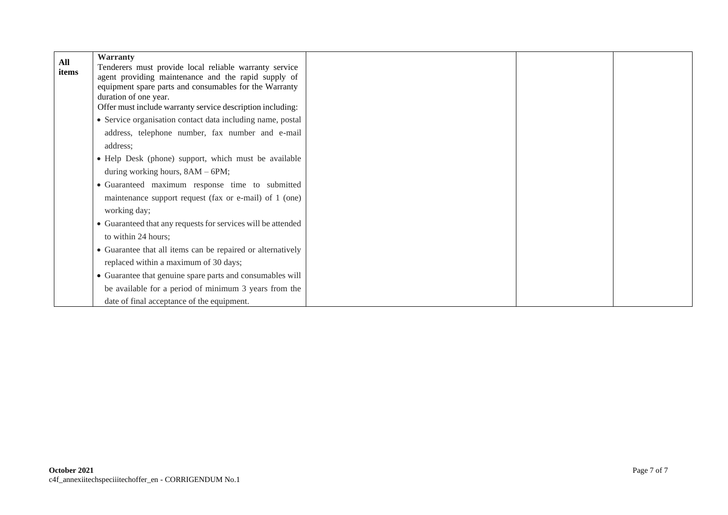| | | | | |
|---|---|---|---|---|
| **All items** | **Warranty**<br>Tenderers must provide local reliable warranty service agent providing maintenance and the rapid supply of equipment spare parts and consumables for the Warranty duration of one year.<br>Offer must include warranty service description including:<br>• Service organisation contact data including name, postal address, telephone number, fax number and e-mail address;<br>• Help Desk (phone) support, which must be available during working hours, 8AM – 6PM;<br>• Guaranteed maximum response time to submitted maintenance support request (fax or e-mail) of 1 (one) working day;<br>• Guaranteed that any requests for services will be attended to within 24 hours;<br>• Guarantee that all items can be repaired or alternatively replaced within a maximum of 30 days;<br>• Guarantee that genuine spare parts and consumables will be available for a period of minimum 3 years from the date of final acceptance of the equipment. | | | |

**October 2021**
c4f_annexiitechspeciitechoffer_en - CORRIGENDUM No.1